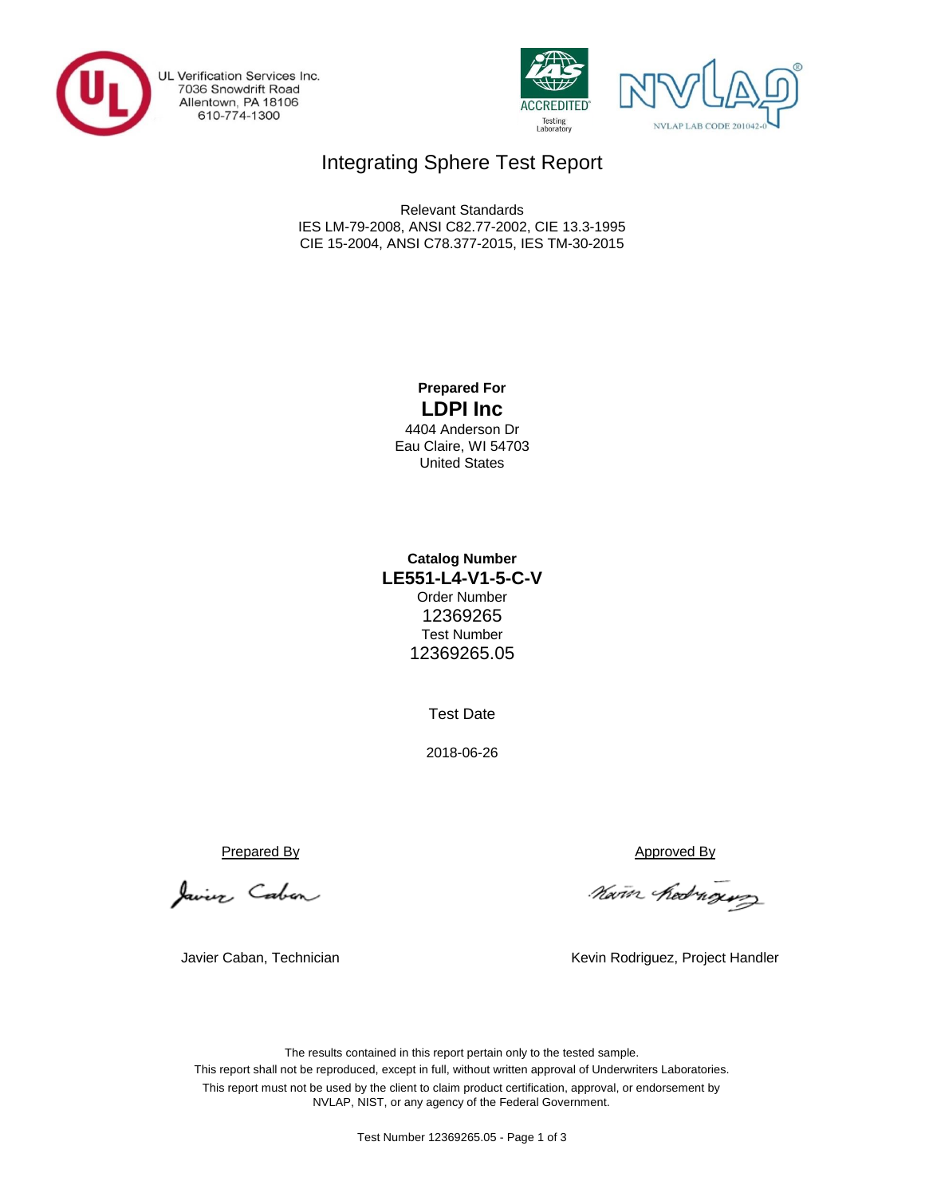UL Verification Services Inc.
7036 Snowdrift Road
Allentown, PA 18106
610-774-1300

ACCREDITED Testing Laboratory

NVLAP LAB CODE 201042-0

# Integrating Sphere Test Report

Relevant Standards
IES LM-79-2008, ANSI C82.77-2002, CIE 13.3-1995
CIE 15-2004, ANSI C78.377-2015, IES TM-30-2015

**Prepared For**

**LDPI Inc**

4404 Anderson Dr
Eau Claire, WI 54703
United States

**Catalog Number**

**LE551-L4-V1-5-C-V**

Order Number
12369265
Test Number
12369265.05

Test Date

2018-06-26

Prepared By

Javier Caban, Technician

Approved By

Kevin Rodriguez, Project Handler

The results contained in this report pertain only to the tested sample.
This report shall not be reproduced, except in full, without written approval of Underwriters Laboratories.
This report must not be used by the client to claim product certification, approval, or endorsement by NVLAP, NIST, or any agency of the Federal Government.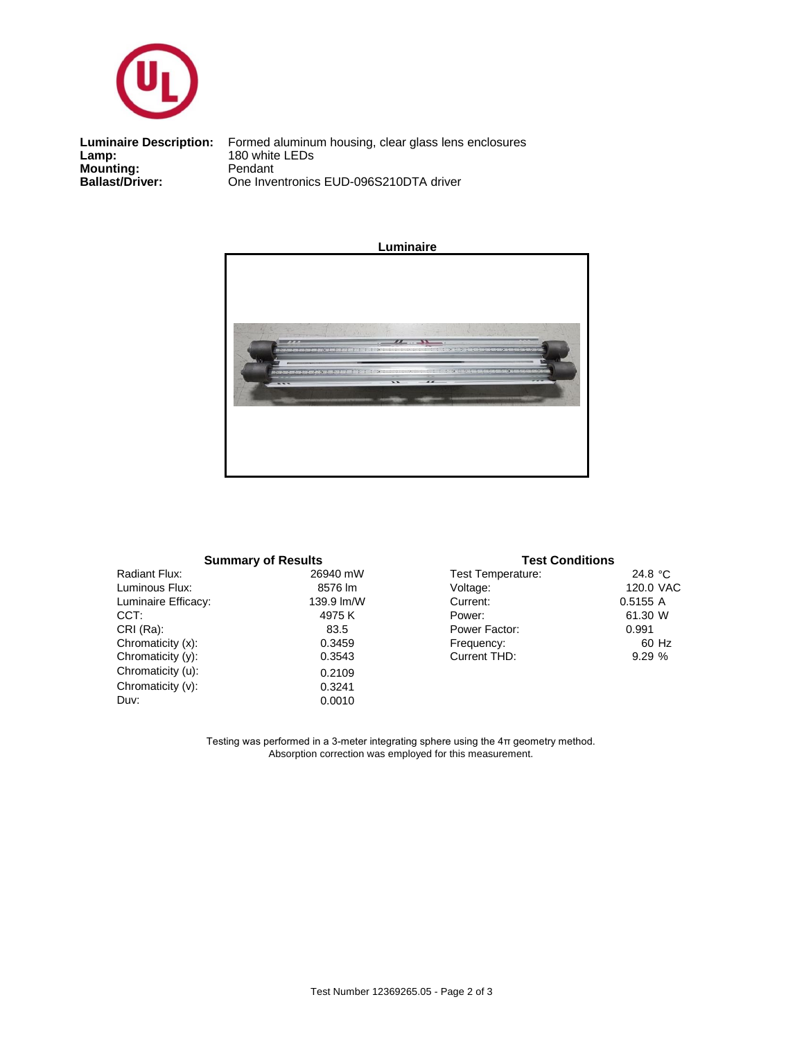**Luminaire Description:** Formed aluminum housing, clear glass lens enclosures
**Lamp:** 180 white LEDs
**Mounting:** Pendant
**Ballast/Driver:** One Inventronics EUD-096S210DTA driver

**Luminaire**

### Summary of Results

| | |
|---|---|
| Radiant Flux: | 26940 mW |
| Luminous Flux: | 8576 lm |
| Luminaire Efficacy: | 139.9 lm/W |
| CCT: | 4975 K |
| CRI (Ra): | 83.5 |
| Chromaticity (x): | 0.3459 |
| Chromaticity (y): | 0.3543 |
| Chromaticity (u): | 0.2109 |
| Chromaticity (v): | 0.3241 |
| Duv: | 0.0010 |

### Test Conditions

| | |
|---|---|
| Test Temperature: | 24.8 °C |
| Voltage: | 120.0 VAC |
| Current: | 0.5155 A |
| Power: | 61.30 W |
| Power Factor: | 0.991 |
| Frequency: | 60 Hz |
| Current THD: | 9.29 % |

Testing was performed in a 3-meter integrating sphere using the 4π geometry method.
Absorption correction was employed for this measurement.

Test Number 12369265.05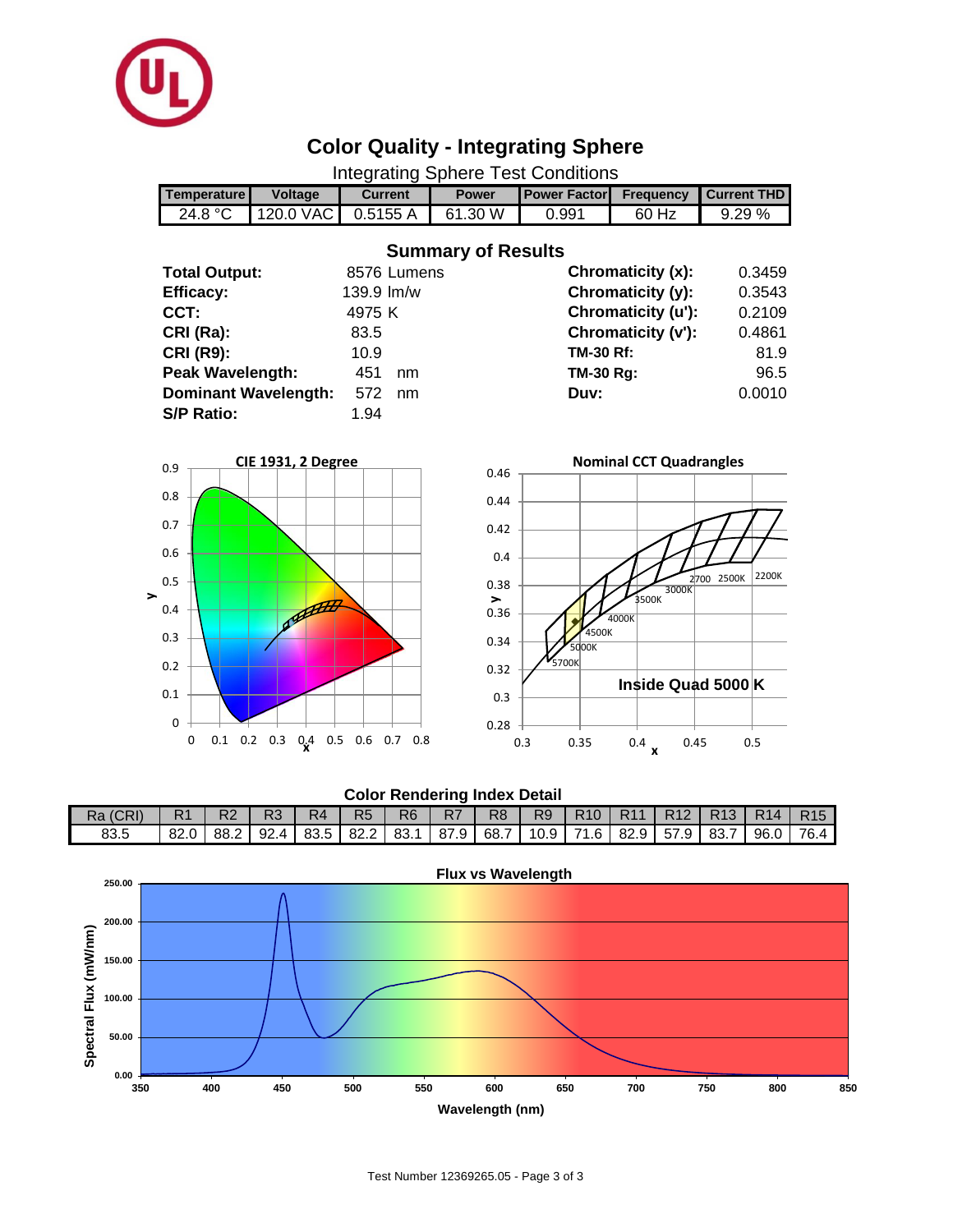# Color Quality - Integrating Sphere

Integrating Sphere Test Conditions

| Temperature | Voltage | Current | Power | Power Factor | Frequency | Current THD |
|---|---|---|---|---|---|---|
| 24.8 °C | 120.0 VAC | 0.5155 A | 61.30 W | 0.991 | 60 Hz | 9.29 % |

## Summary of Results

| | | | |
|---|---|---|---|
| **Total Output:** | 8576 Lumens | **Chromaticity (x):** | 0.3459 |
| **Efficacy:** | 139.9 lm/w | **Chromaticity (y):** | 0.3543 |
| **CCT:** | 4975 K | **Chromaticity (u'):** | 0.2109 |
| **CRI (Ra):** | 83.5 | **Chromaticity (v'):** | 0.4861 |
| **CRI (R9):** | 10.9 | **TM-30 Rf:** | 81.9 |
| **Peak Wavelength:** | 451 nm | **TM-30 Rg:** | 96.5 |
| **Dominant Wavelength:** | 572 nm | **Duv:** | 0.0010 |
| **S/P Ratio:** | 1.94 | | |

**CIE 1931, 2 Degree**

y

x

0, 0.1, 0.2, 0.3, 0.4, 0.5, 0.6, 0.7, 0.8, 0.9

**Nominal CCT Quadrangles**

y

x

0.28, 0.3, 0.32, 0.34, 0.36, 0.38, 0.4, 0.42, 0.44, 0.46

0.3, 0.35, 0.4, 0.45, 0.5

2700, 2500K, 2200K, 3000K, 3500K, 4000K, 4500K, 5000K, 5700K

**Inside Quad 5000 K**

**Color Rendering Index Detail**

| Ra (CRI) | R1 | R2 | R3 | R4 | R5 | R6 | R7 | R8 | R9 | R10 | R11 | R12 | R13 | R14 | R15 |
|---|---|---|---|---|---|---|---|---|---|---|---|---|---|---|---|
| 83.5 | 82.0 | 88.2 | 92.4 | 83.5 | 82.2 | 83.1 | 87.9 | 68.7 | 10.9 | 71.6 | 82.9 | 57.9 | 83.7 | 96.0 | 76.4 |

**Flux vs Wavelength**

Spectral Flux (mW/nm)

0.00, 50.00, 100.00, 150.00, 200.00, 250.00

Wavelength (nm)

350, 400, 450, 500, 550, 600, 650, 700, 750, 800, 850

Test Number 12369265.05